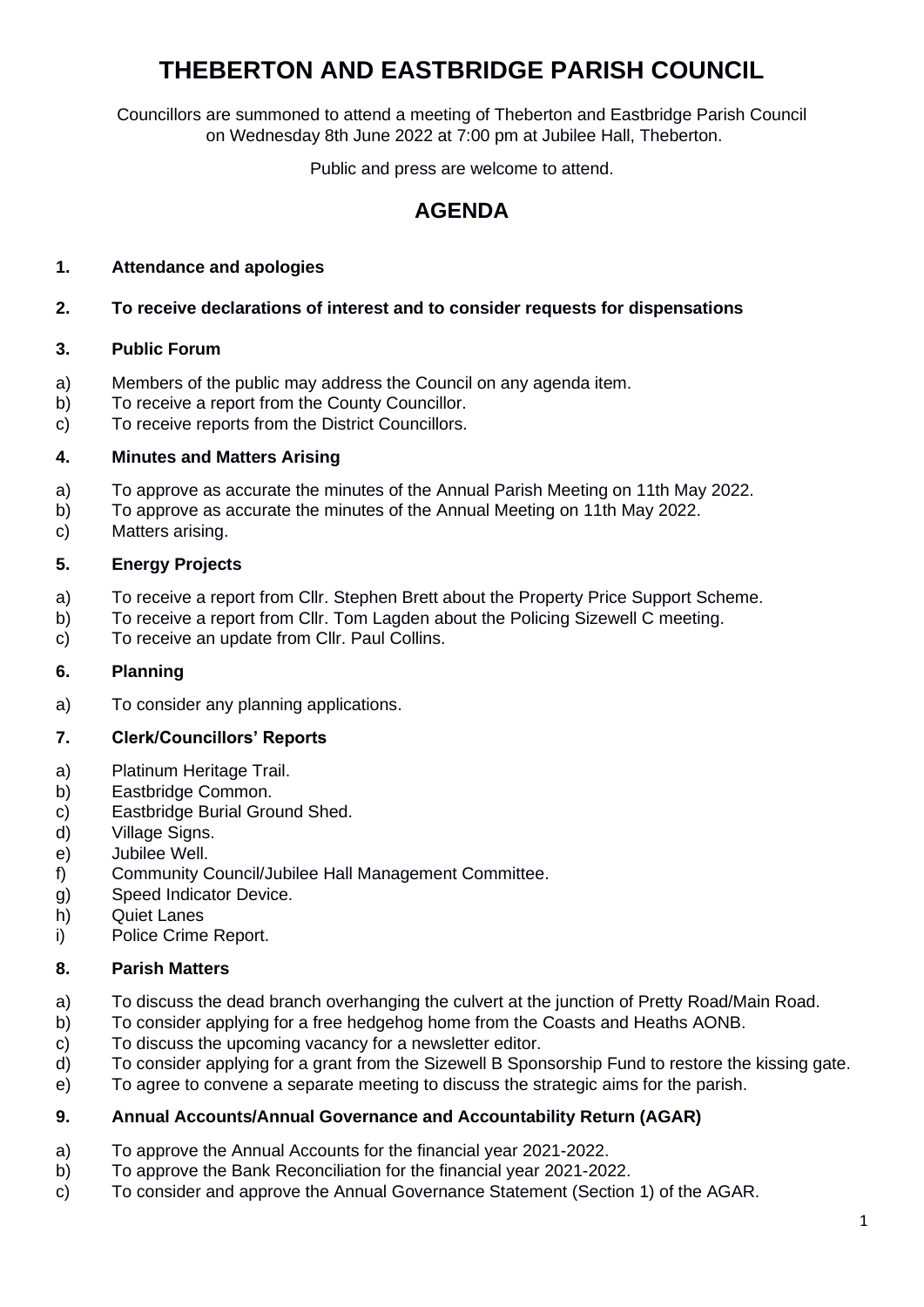# THEBERTON AND EASTBRIDGE PARISH COUNCIL

Councillors are summoned to attend a meeting of Theberton and Eastbridge Parish Council on Wednesday 8th June 2022 at 7:00 pm at Jubilee Hall, Theberton.

Public and press are welcome to attend.

## AGENDA

**1. Attendance and apologies**

**2. To receive declarations of interest and to consider requests for dispensations**

**3. Public Forum**

a) Members of the public may address the Council on any agenda item.
b) To receive a report from the County Councillor.
c) To receive reports from the District Councillors.

**4. Minutes and Matters Arising**

a) To approve as accurate the minutes of the Annual Parish Meeting on 11th May 2022.
b) To approve as accurate the minutes of the Annual Meeting on 11th May 2022.
c) Matters arising.

**5. Energy Projects**

a) To receive a report from Cllr. Stephen Brett about the Property Price Support Scheme.
b) To receive a report from Cllr. Tom Lagden about the Policing Sizewell C meeting.
c) To receive an update from Cllr. Paul Collins.

**6. Planning**

a) To consider any planning applications.

**7. Clerk/Councillors' Reports**

a) Platinum Heritage Trail.
b) Eastbridge Common.
c) Eastbridge Burial Ground Shed.
d) Village Signs.
e) Jubilee Well.
f) Community Council/Jubilee Hall Management Committee.
g) Speed Indicator Device.
h) Quiet Lanes
i) Police Crime Report.

**8. Parish Matters**

a) To discuss the dead branch overhanging the culvert at the junction of Pretty Road/Main Road.
b) To consider applying for a free hedgehog home from the Coasts and Heaths AONB.
c) To discuss the upcoming vacancy for a newsletter editor.
d) To consider applying for a grant from the Sizewell B Sponsorship Fund to restore the kissing gate.
e) To agree to convene a separate meeting to discuss the strategic aims for the parish.

**9. Annual Accounts/Annual Governance and Accountability Return (AGAR)**

a) To approve the Annual Accounts for the financial year 2021-2022.
b) To approve the Bank Reconciliation for the financial year 2021-2022.
c) To consider and approve the Annual Governance Statement (Section 1) of the AGAR.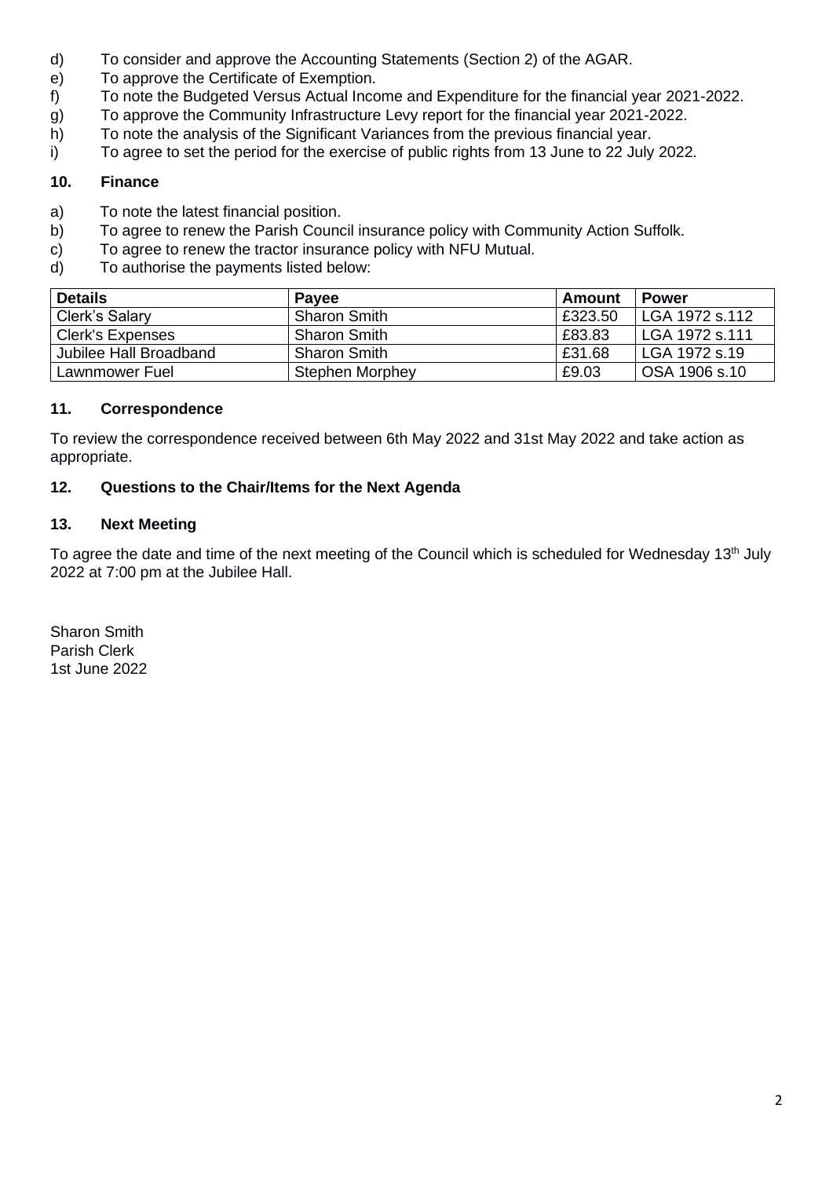d) To consider and approve the Accounting Statements (Section 2) of the AGAR.
e) To approve the Certificate of Exemption.
f) To note the Budgeted Versus Actual Income and Expenditure for the financial year 2021-2022.
g) To approve the Community Infrastructure Levy report for the financial year 2021-2022.
h) To note the analysis of the Significant Variances from the previous financial year.
i) To agree to set the period for the exercise of public rights from 13 June to 22 July 2022.

## 10. Finance

a) To note the latest financial position.
b) To agree to renew the Parish Council insurance policy with Community Action Suffolk.
c) To agree to renew the tractor insurance policy with NFU Mutual.
d) To authorise the payments listed below:

| Details | Payee | Amount | Power |
|---|---|---|---|
| Clerk's Salary | Sharon Smith | £323.50 | LGA 1972 s.112 |
| Clerk's Expenses | Sharon Smith | £83.83 | LGA 1972 s.111 |
| Jubilee Hall Broadband | Sharon Smith | £31.68 | LGA 1972 s.19 |
| Lawnmower Fuel | Stephen Morphey | £9.03 | OSA 1906 s.10 |

## 11. Correspondence

To review the correspondence received between 6th May 2022 and 31st May 2022 and take action as appropriate.

## 12. Questions to the Chair/Items for the Next Agenda

## 13. Next Meeting

To agree the date and time of the next meeting of the Council which is scheduled for Wednesday 13th July 2022 at 7:00 pm at the Jubilee Hall.

Sharon Smith
Parish Clerk
1st June 2022